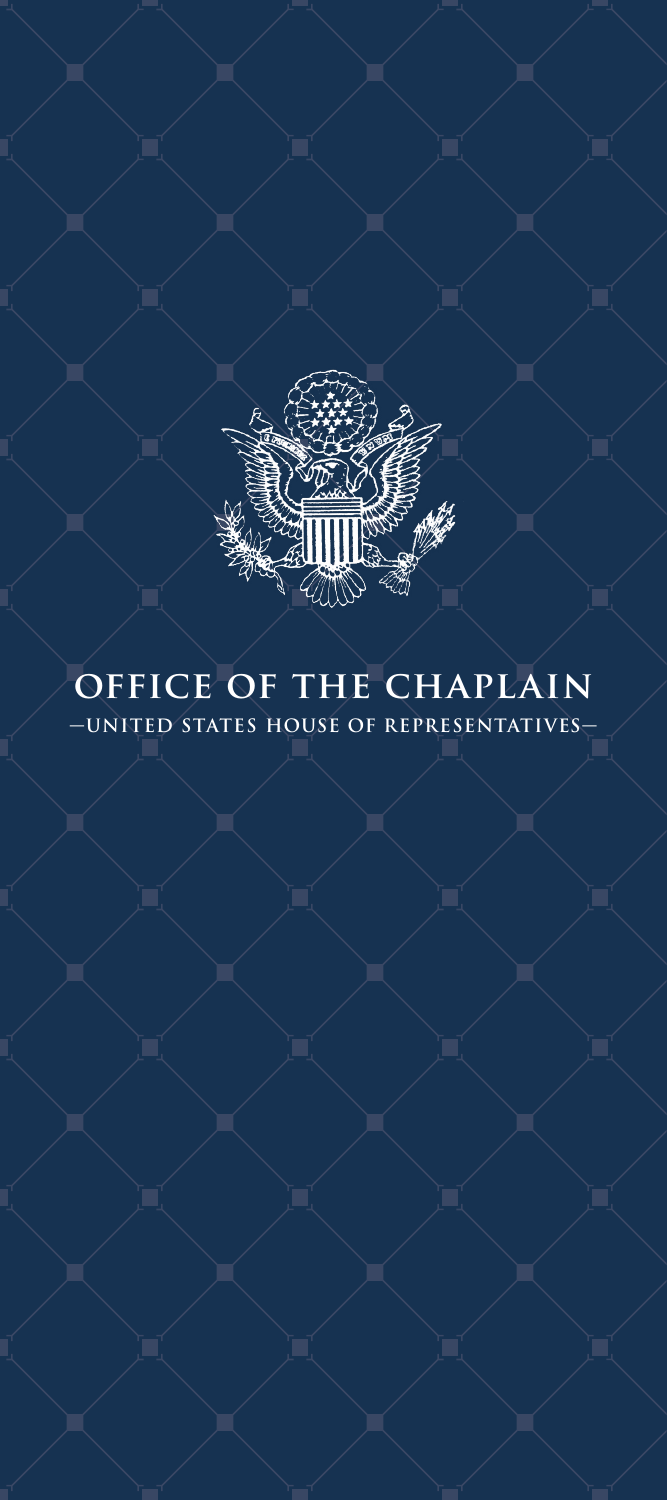# OFFICE OF THE CHAPLAIN

—UNITED STATES HOUSE OF REPRESENTATIVES—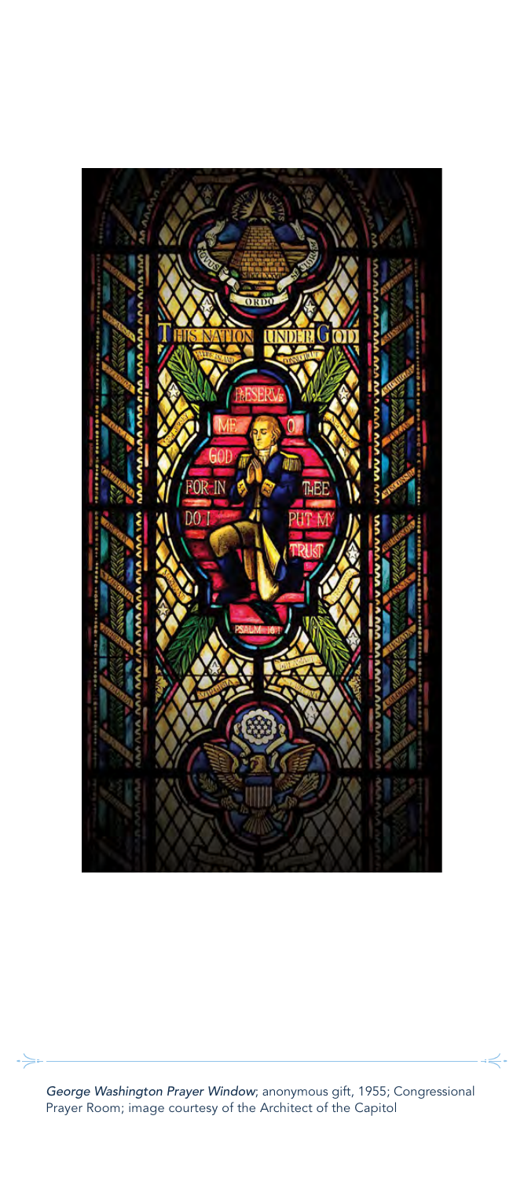*George Washington Prayer Window*; anonymous gift, 1955; Congressional Prayer Room; image courtesy of the Architect of the Capitol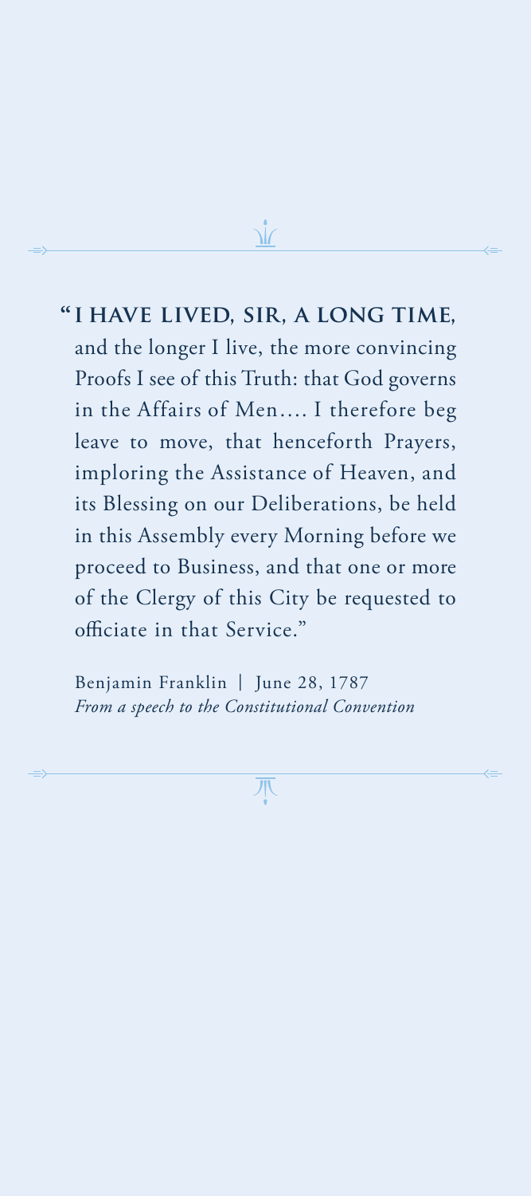"**I HAVE LIVED, SIR, A LONG TIME,** and the longer I live, the more convincing Proofs I see of this Truth: that God governs in the Affairs of Men.... I therefore beg leave to move, that henceforth Prayers, imploring the Assistance of Heaven, and its Blessing on our Deliberations, be held in this Assembly every Morning before we proceed to Business, and that one or more of the Clergy of this City be requested to officiate in that Service."

Benjamin Franklin | June 28, 1787
*From a speech to the Constitutional Convention*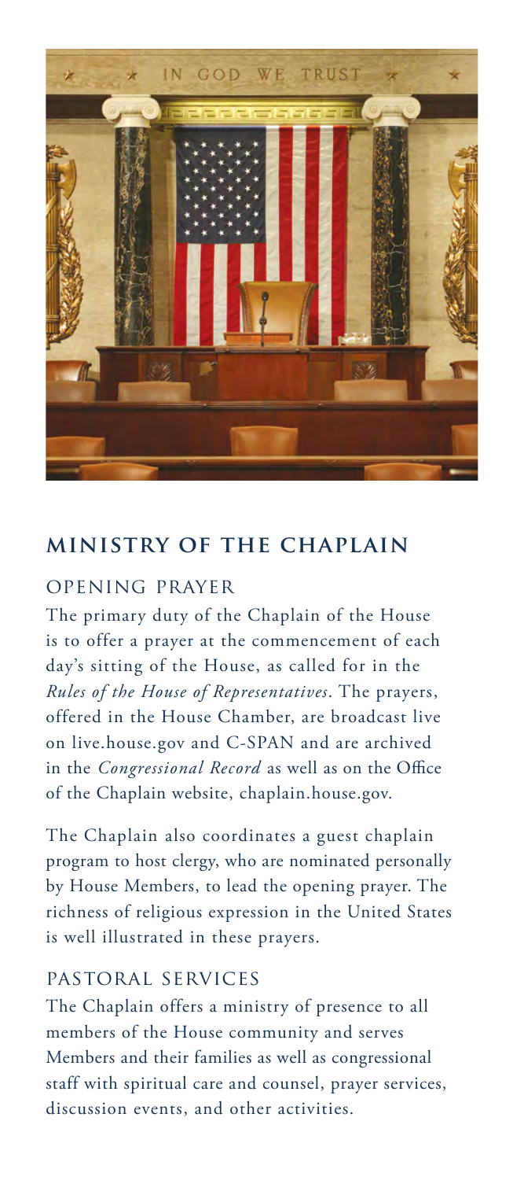## MINISTRY OF THE CHAPLAIN

### OPENING PRAYER

The primary duty of the Chaplain of the House is to offer a prayer at the commencement of each day's sitting of the House, as called for in the *Rules of the House of Representatives*. The prayers, offered in the House Chamber, are broadcast live on live.house.gov and C-SPAN and are archived in the *Congressional Record* as well as on the Office of the Chaplain website, chaplain.house.gov.

The Chaplain also coordinates a guest chaplain program to host clergy, who are nominated personally by House Members, to lead the opening prayer. The richness of religious expression in the United States is well illustrated in these prayers.

### PASTORAL SERVICES

The Chaplain offers a ministry of presence to all members of the House community and serves Members and their families as well as congressional staff with spiritual care and counsel, prayer services, discussion events, and other activities.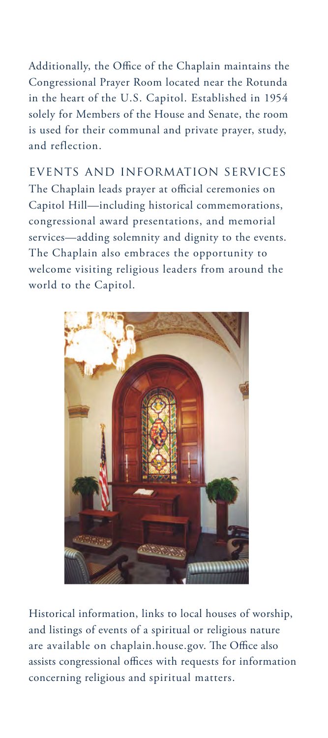Additionally, the Office of the Chaplain maintains the Congressional Prayer Room located near the Rotunda in the heart of the U.S. Capitol. Established in 1954 solely for Members of the House and Senate, the room is used for their communal and private prayer, study, and reflection.

## EVENTS AND INFORMATION SERVICES

The Chaplain leads prayer at official ceremonies on Capitol Hill—including historical commemorations, congressional award presentations, and memorial services—adding solemnity and dignity to the events. The Chaplain also embraces the opportunity to welcome visiting religious leaders from around the world to the Capitol.

Historical information, links to local houses of worship, and listings of events of a spiritual or religious nature are available on chaplain.house.gov. The Office also assists congressional offices with requests for information concerning religious and spiritual matters.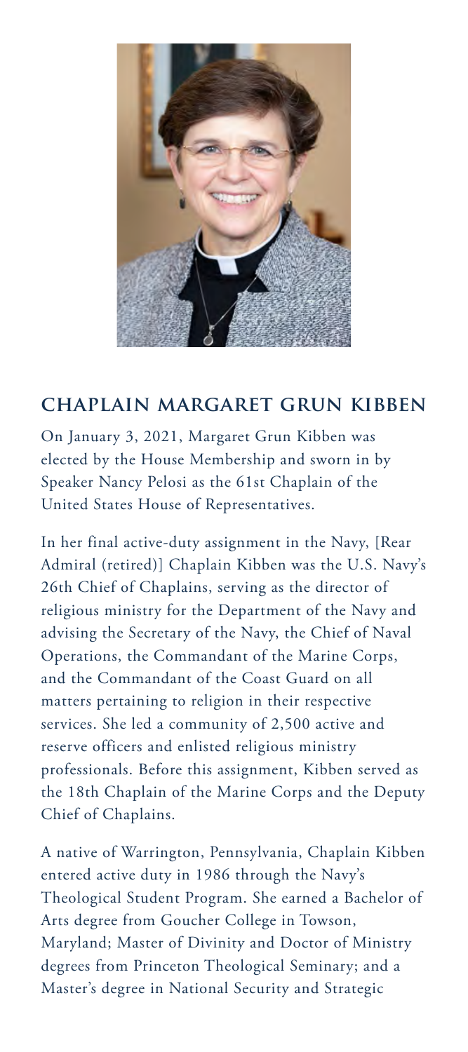## CHAPLAIN MARGARET GRUN KIBBEN

On January 3, 2021, Margaret Grun Kibben was elected by the House Membership and sworn in by Speaker Nancy Pelosi as the 61st Chaplain of the United States House of Representatives.

In her final active-duty assignment in the Navy, [Rear Admiral (retired)] Chaplain Kibben was the U.S. Navy's 26th Chief of Chaplains, serving as the director of religious ministry for the Department of the Navy and advising the Secretary of the Navy, the Chief of Naval Operations, the Commandant of the Marine Corps, and the Commandant of the Coast Guard on all matters pertaining to religion in their respective services. She led a community of 2,500 active and reserve officers and enlisted religious ministry professionals. Before this assignment, Kibben served as the 18th Chaplain of the Marine Corps and the Deputy Chief of Chaplains.

A native of Warrington, Pennsylvania, Chaplain Kibben entered active duty in 1986 through the Navy's Theological Student Program. She earned a Bachelor of Arts degree from Goucher College in Towson, Maryland; Master of Divinity and Doctor of Ministry degrees from Princeton Theological Seminary; and a Master's degree in National Security and Strategic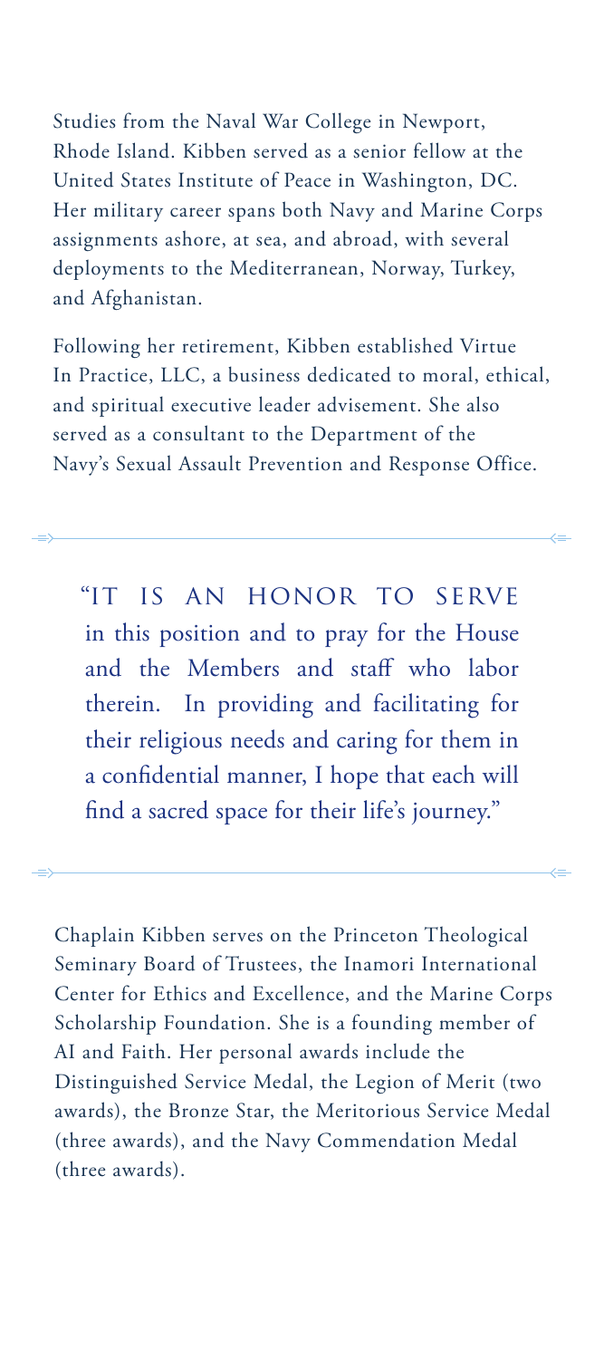Studies from the Naval War College in Newport, Rhode Island. Kibben served as a senior fellow at the United States Institute of Peace in Washington, DC. Her military career spans both Navy and Marine Corps assignments ashore, at sea, and abroad, with several deployments to the Mediterranean, Norway, Turkey, and Afghanistan.

Following her retirement, Kibben established Virtue In Practice, LLC, a business dedicated to moral, ethical, and spiritual executive leader advisement. She also served as a consultant to the Department of the Navy's Sexual Assault Prevention and Response Office.

---

> "IT IS AN HONOR TO SERVE in this position and to pray for the House and the Members and staff who labor therein. In providing and facilitating for their religious needs and caring for them in a confidential manner, I hope that each will find a sacred space for their life's journey."

---

Chaplain Kibben serves on the Princeton Theological Seminary Board of Trustees, the Inamori International Center for Ethics and Excellence, and the Marine Corps Scholarship Foundation. She is a founding member of AI and Faith. Her personal awards include the Distinguished Service Medal, the Legion of Merit (two awards), the Bronze Star, the Meritorious Service Medal (three awards), and the Navy Commendation Medal (three awards).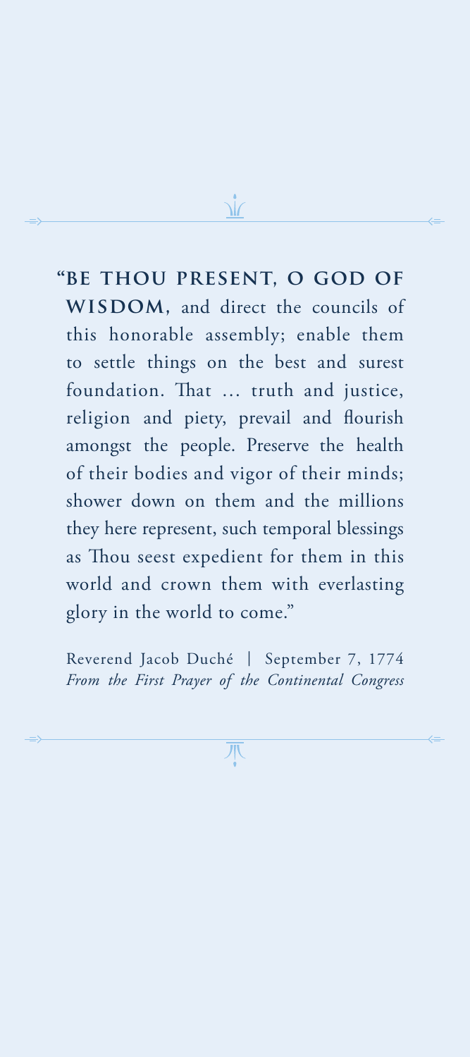**"BE THOU PRESENT, O GOD OF WISDOM,** and direct the councils of this honorable assembly; enable them to settle things on the best and surest foundation. That … truth and justice, religion and piety, prevail and flourish amongst the people. Preserve the health of their bodies and vigor of their minds; shower down on them and the millions they here represent, such temporal blessings as Thou seest expedient for them in this world and crown them with everlasting glory in the world to come."

Reverend Jacob Duché | September 7, 1774
*From the First Prayer of the Continental Congress*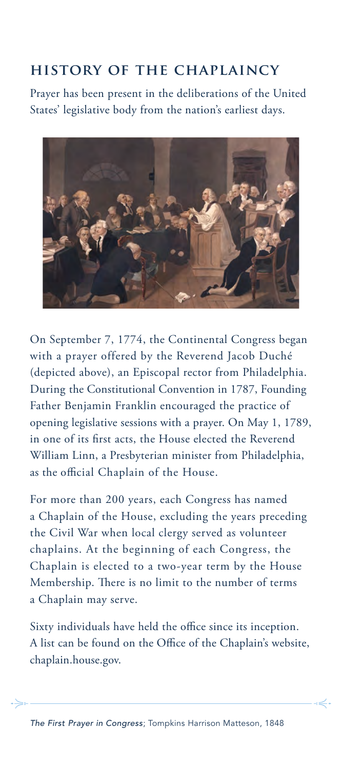## HISTORY OF THE CHAPLAINCY

Prayer has been present in the deliberations of the United States' legislative body from the nation's earliest days.

On September 7, 1774, the Continental Congress began with a prayer offered by the Reverend Jacob Duché (depicted above), an Episcopal rector from Philadelphia. During the Constitutional Convention in 1787, Founding Father Benjamin Franklin encouraged the practice of opening legislative sessions with a prayer. On May 1, 1789, in one of its first acts, the House elected the Reverend William Linn, a Presbyterian minister from Philadelphia, as the official Chaplain of the House.

For more than 200 years, each Congress has named a Chaplain of the House, excluding the years preceding the Civil War when local clergy served as volunteer chaplains. At the beginning of each Congress, the Chaplain is elected to a two-year term by the House Membership. There is no limit to the number of terms a Chaplain may serve.

Sixty individuals have held the office since its inception. A list can be found on the Office of the Chaplain's website, chaplain.house.gov.

*The First Prayer in Congress*; Tompkins Harrison Matteson, 1848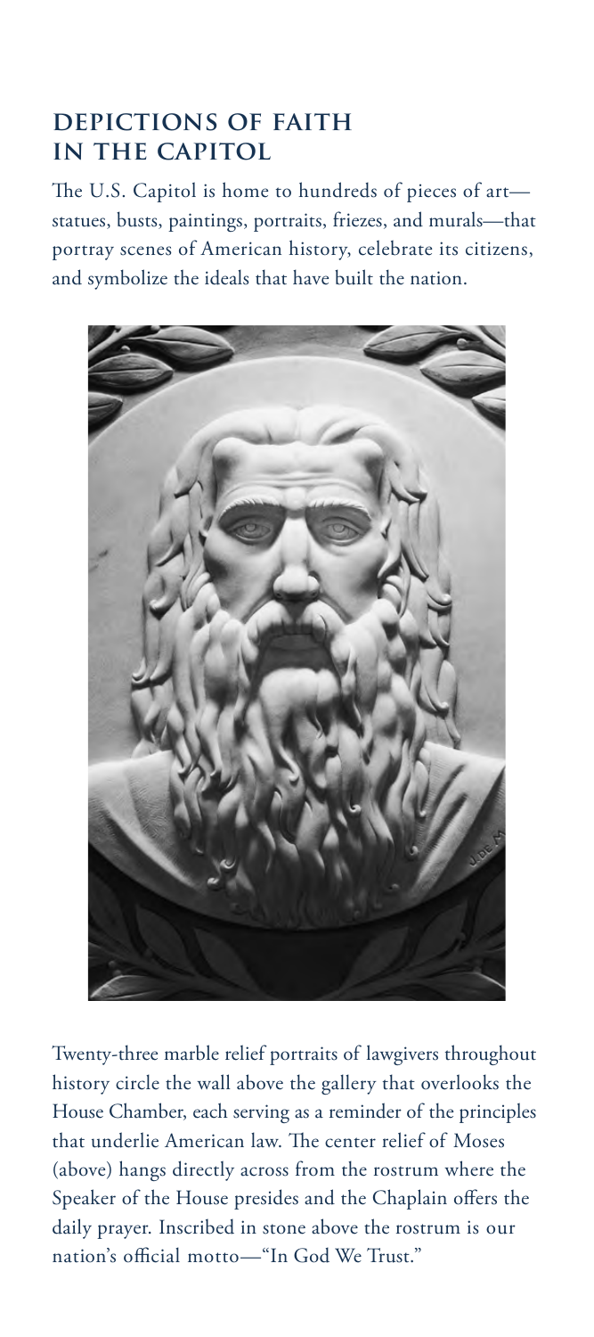## DEPICTIONS OF FAITH IN THE CAPITOL

The U.S. Capitol is home to hundreds of pieces of art—statues, busts, paintings, portraits, friezes, and murals—that portray scenes of American history, celebrate its citizens, and symbolize the ideals that have built the nation.

Twenty-three marble relief portraits of lawgivers throughout history circle the wall above the gallery that overlooks the House Chamber, each serving as a reminder of the principles that underlie American law. The center relief of Moses (above) hangs directly across from the rostrum where the Speaker of the House presides and the Chaplain offers the daily prayer. Inscribed in stone above the rostrum is our nation's official motto—"In God We Trust."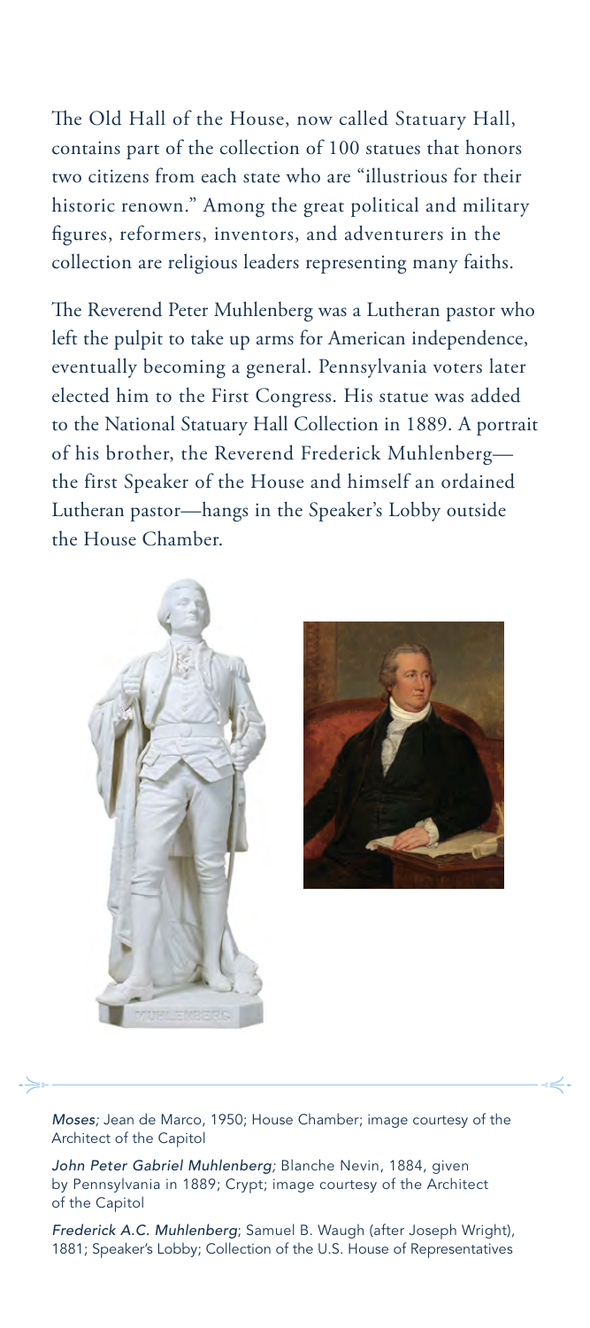The Old Hall of the House, now called Statuary Hall, contains part of the collection of 100 statues that honors two citizens from each state who are "illustrious for their historic renown." Among the great political and military figures, reformers, inventors, and adventurers in the collection are religious leaders representing many faiths.

The Reverend Peter Muhlenberg was a Lutheran pastor who left the pulpit to take up arms for American independence, eventually becoming a general. Pennsylvania voters later elected him to the First Congress. His statue was added to the National Statuary Hall Collection in 1889. A portrait of his brother, the Reverend Frederick Muhlenberg—the first Speaker of the House and himself an ordained Lutheran pastor—hangs in the Speaker's Lobby outside the House Chamber.

*Moses;* Jean de Marco, 1950; House Chamber; image courtesy of the Architect of the Capitol

*John Peter Gabriel Muhlenberg;* Blanche Nevin, 1884, given by Pennsylvania in 1889; Crypt; image courtesy of the Architect of the Capitol

*Frederick A.C. Muhlenberg*; Samuel B. Waugh (after Joseph Wright), 1881; Speaker's Lobby; Collection of the U.S. House of Representatives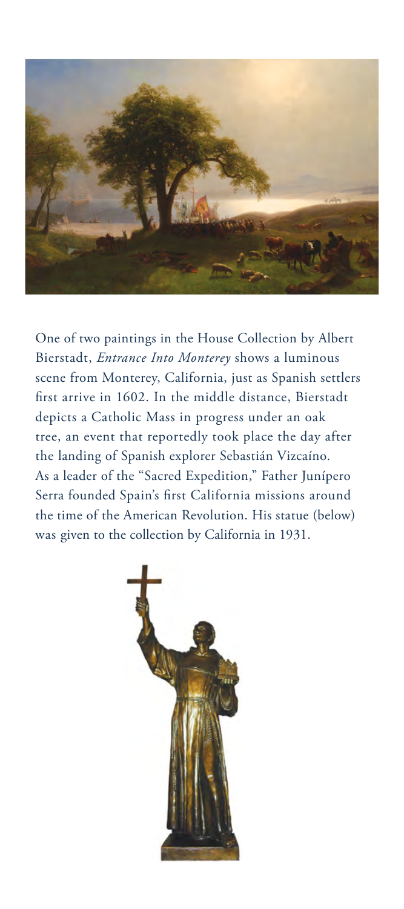One of two paintings in the House Collection by Albert Bierstadt, *Entrance Into Monterey* shows a luminous scene from Monterey, California, just as Spanish settlers first arrive in 1602. In the middle distance, Bierstadt depicts a Catholic Mass in progress under an oak tree, an event that reportedly took place the day after the landing of Spanish explorer Sebastián Vizcaíno. As a leader of the "Sacred Expedition," Father Junípero Serra founded Spain's first California missions around the time of the American Revolution. His statue (below) was given to the collection by California in 1931.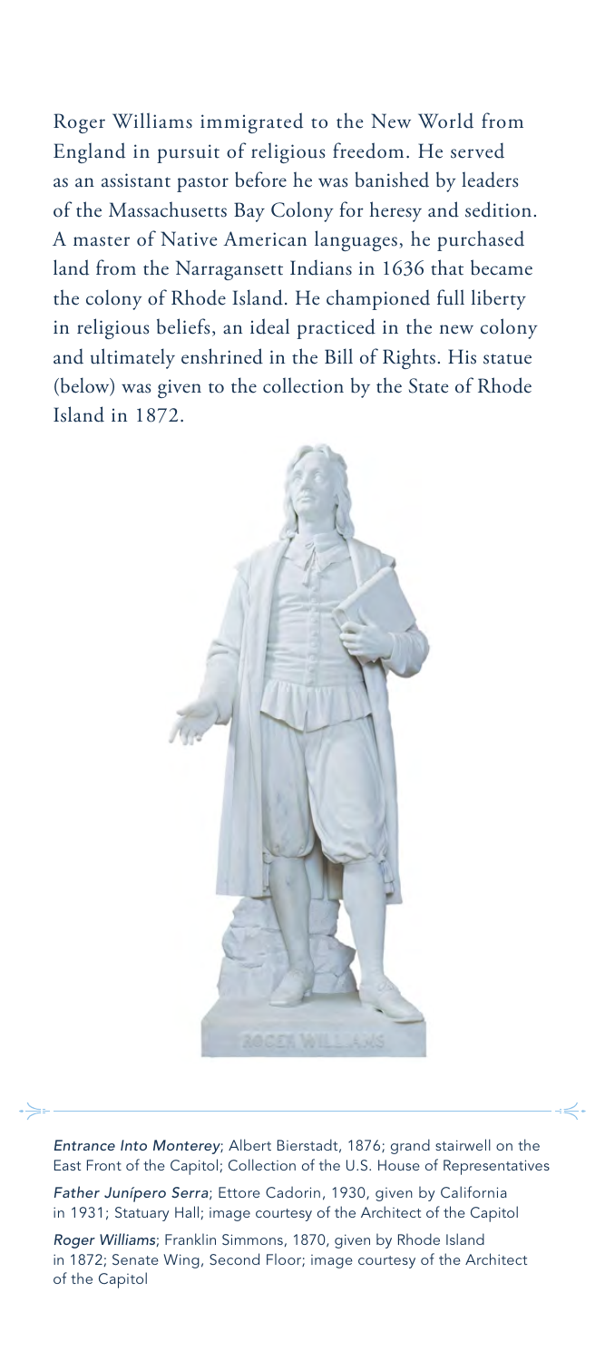Roger Williams immigrated to the New World from England in pursuit of religious freedom. He served as an assistant pastor before he was banished by leaders of the Massachusetts Bay Colony for heresy and sedition. A master of Native American languages, he purchased land from the Narragansett Indians in 1636 that became the colony of Rhode Island. He championed full liberty in religious beliefs, an ideal practiced in the new colony and ultimately enshrined in the Bill of Rights. His statue (below) was given to the collection by the State of Rhode Island in 1872.

*Entrance Into Monterey*; Albert Bierstadt, 1876; grand stairwell on the East Front of the Capitol; Collection of the U.S. House of Representatives

*Father Junípero Serra*; Ettore Cadorin, 1930, given by California in 1931; Statuary Hall; image courtesy of the Architect of the Capitol

*Roger Williams*; Franklin Simmons, 1870, given by Rhode Island in 1872; Senate Wing, Second Floor; image courtesy of the Architect of the Capitol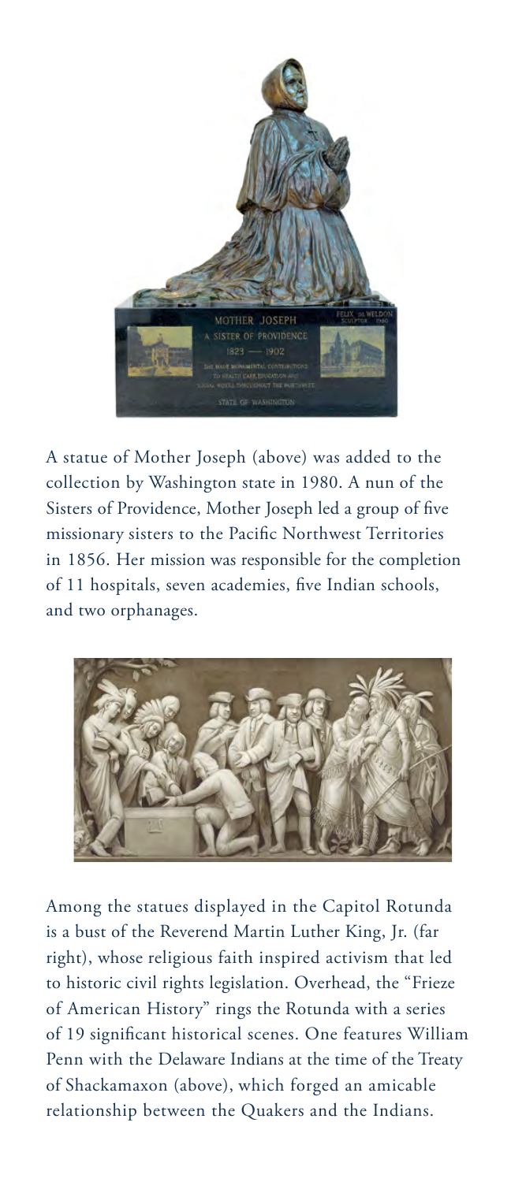A statue of Mother Joseph (above) was added to the collection by Washington state in 1980. A nun of the Sisters of Providence, Mother Joseph led a group of five missionary sisters to the Pacific Northwest Territories in 1856. Her mission was responsible for the completion of 11 hospitals, seven academies, five Indian schools, and two orphanages.

Among the statues displayed in the Capitol Rotunda is a bust of the Reverend Martin Luther King, Jr. (far right), whose religious faith inspired activism that led to historic civil rights legislation. Overhead, the "Frieze of American History" rings the Rotunda with a series of 19 significant historical scenes. One features William Penn with the Delaware Indians at the time of the Treaty of Shackamaxon (above), which forged an amicable relationship between the Quakers and the Indians.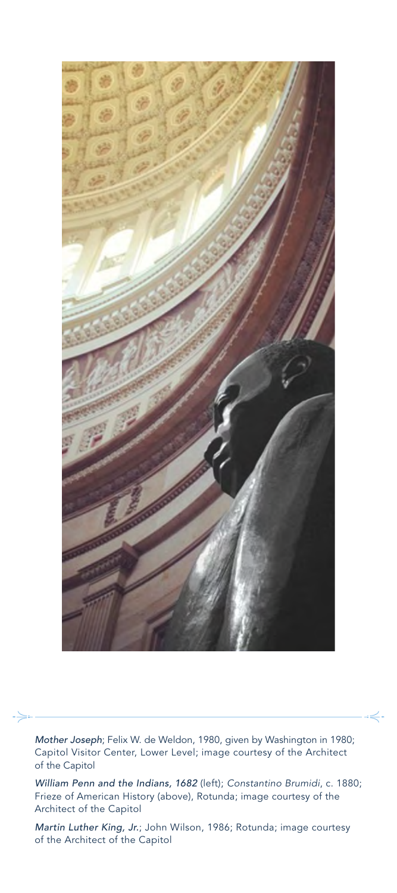*Mother Joseph*; Felix W. de Weldon, 1980, given by Washington in 1980; Capitol Visitor Center, Lower Level; image courtesy of the Architect of the Capitol

*William Penn and the Indians, 1682* (left); *Constantino Brumidi*, c. 1880; Frieze of American History (above), Rotunda; image courtesy of the Architect of the Capitol

*Martin Luther King, Jr.*; John Wilson, 1986; Rotunda; image courtesy of the Architect of the Capitol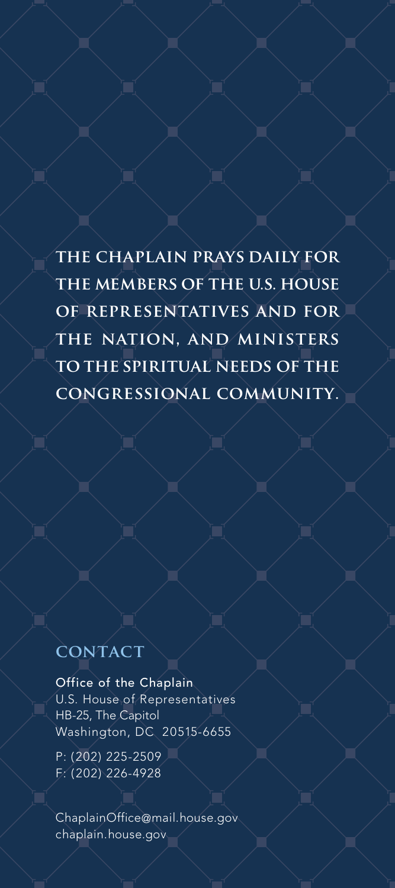**THE CHAPLAIN PRAYS DAILY FOR THE MEMBERS OF THE U.S. HOUSE OF REPRESENTATIVES AND FOR THE NATION, AND MINISTERS TO THE SPIRITUAL NEEDS OF THE CONGRESSIONAL COMMUNITY.**

## CONTACT

Office of the Chaplain
U.S. House of Representatives
HB-25, The Capitol
Washington, DC 20515-6655

P: (202) 225-2509
F: (202) 226-4928

ChaplainOffice@mail.house.gov
chaplain.house.gov